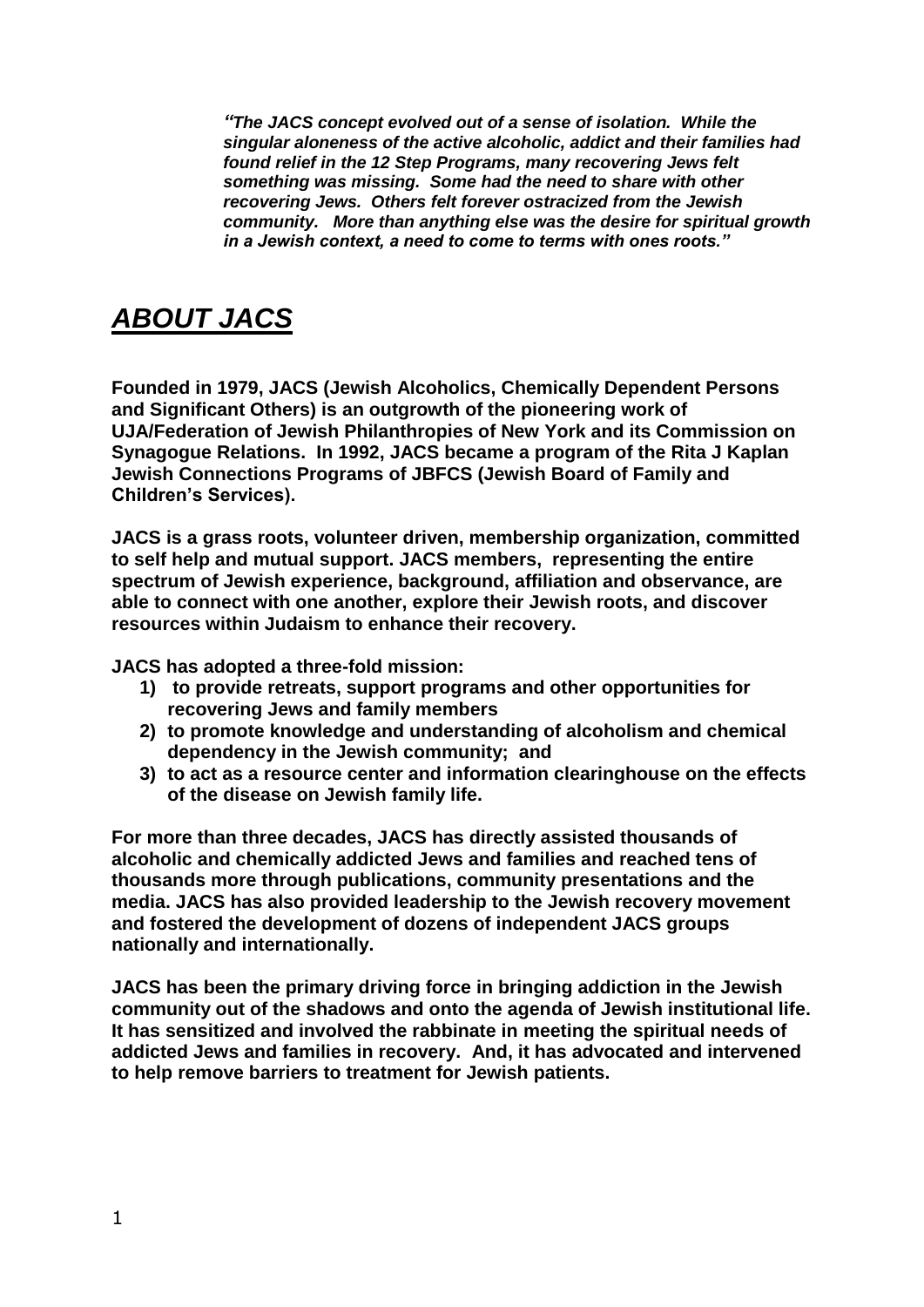***"The JACS concept evolved out of a sense of isolation. While the singular aloneness of the active alcoholic, addict and their families had found relief in the 12 Step Programs, many recovering Jews felt something was missing. Some had the need to share with other recovering Jews. Others felt forever ostracized from the Jewish community. More than anything else was the desire for spiritual growth in a Jewish context, a need to come to terms with ones roots."***

# ***ABOUT JACS***

**Founded in 1979, JACS (Jewish Alcoholics, Chemically Dependent Persons and Significant Others) is an outgrowth of the pioneering work of UJA/Federation of Jewish Philanthropies of New York and its Commission on Synagogue Relations. In 1992, JACS became a program of the Rita J Kaplan Jewish Connections Programs of JBFCS (Jewish Board of Family and Children's Services).**

**JACS is a grass roots, volunteer driven, membership organization, committed to self help and mutual support. JACS members, representing the entire spectrum of Jewish experience, background, affiliation and observance, are able to connect with one another, explore their Jewish roots, and discover resources within Judaism to enhance their recovery.**

**JACS has adopted a three-fold mission:**

1) **to provide retreats, support programs and other opportunities for recovering Jews and family members**
2) **to promote knowledge and understanding of alcoholism and chemical dependency in the Jewish community; and**
3) **to act as a resource center and information clearinghouse on the effects of the disease on Jewish family life.**

**For more than three decades, JACS has directly assisted thousands of alcoholic and chemically addicted Jews and families and reached tens of thousands more through publications, community presentations and the media. JACS has also provided leadership to the Jewish recovery movement and fostered the development of dozens of independent JACS groups nationally and internationally.**

**JACS has been the primary driving force in bringing addiction in the Jewish community out of the shadows and onto the agenda of Jewish institutional life. It has sensitized and involved the rabbinate in meeting the spiritual needs of addicted Jews and families in recovery. And, it has advocated and intervened to help remove barriers to treatment for Jewish patients.**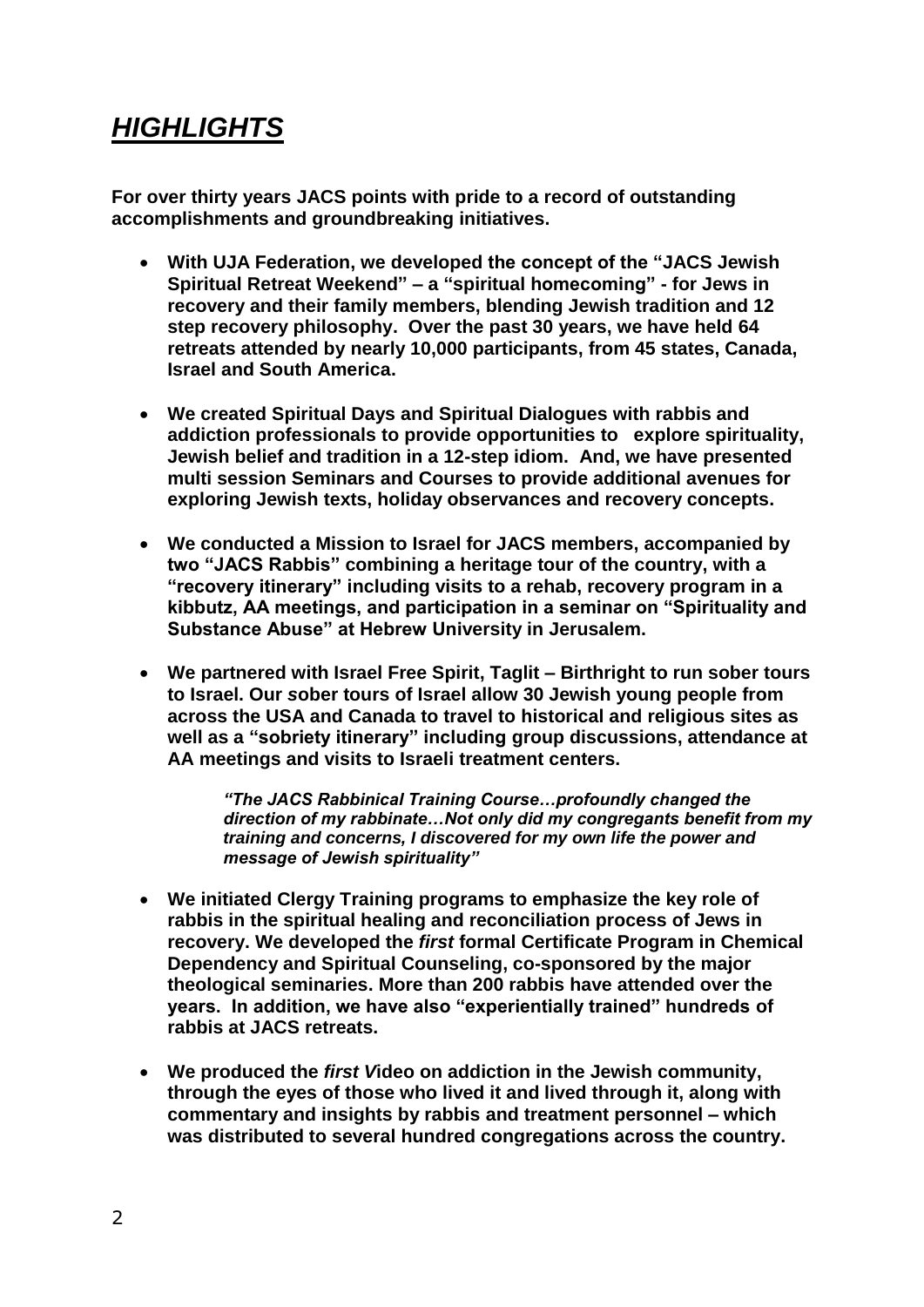# ***HIGHLIGHTS***

**For over thirty years JACS points with pride to a record of outstanding accomplishments and groundbreaking initiatives.**

- **With UJA Federation, we developed the concept of the "JACS Jewish Spiritual Retreat Weekend" – a "spiritual homecoming" - for Jews in recovery and their family members, blending Jewish tradition and 12 step recovery philosophy. Over the past 30 years, we have held 64 retreats attended by nearly 10,000 participants, from 45 states, Canada, Israel and South America.**

- **We created Spiritual Days and Spiritual Dialogues with rabbis and addiction professionals to provide opportunities to explore spirituality, Jewish belief and tradition in a 12-step idiom. And, we have presented multi session Seminars and Courses to provide additional avenues for exploring Jewish texts, holiday observances and recovery concepts.**

- **We conducted a Mission to Israel for JACS members, accompanied by two "JACS Rabbis" combining a heritage tour of the country, with a "recovery itinerary" including visits to a rehab, recovery program in a kibbutz, AA meetings, and participation in a seminar on "Spirituality and Substance Abuse" at Hebrew University in Jerusalem.**

- **We partnered with Israel Free Spirit, Taglit – Birthright to run sober tours to Israel. Our sober tours of Israel allow 30 Jewish young people from across the USA and Canada to travel to historical and religious sites as well as a "sobriety itinerary" including group discussions, attendance at AA meetings and visits to Israeli treatment centers.**

> ***"The JACS Rabbinical Training Course…profoundly changed the direction of my rabbinate…Not only did my congregants benefit from my training and concerns, I discovered for my own life the power and message of Jewish spirituality"***

- **We initiated Clergy Training programs to emphasize the key role of rabbis in the spiritual healing and reconciliation process of Jews in recovery. We developed the *first* formal Certificate Program in Chemical Dependency and Spiritual Counseling, co-sponsored by the major theological seminaries. More than 200 rabbis have attended over the years. In addition, we have also "experientially trained" hundreds of rabbis at JACS retreats.**

- **We produced the *first V*ideo on addiction in the Jewish community, through the eyes of those who lived it and lived through it, along with commentary and insights by rabbis and treatment personnel – which was distributed to several hundred congregations across the country.**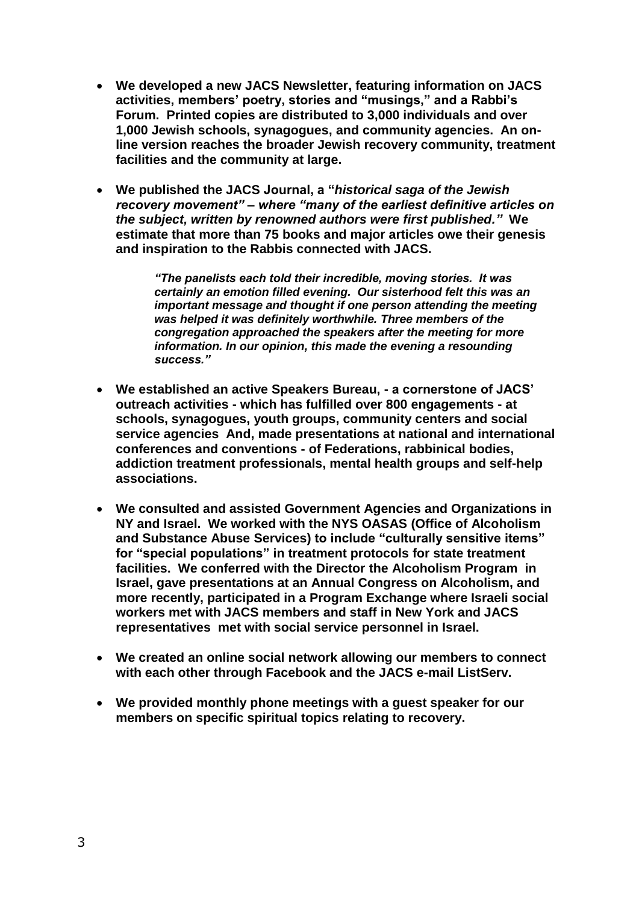- **We developed a new JACS Newsletter, featuring information on JACS activities, members' poetry, stories and "musings," and a Rabbi's Forum. Printed copies are distributed to 3,000 individuals and over 1,000 Jewish schools, synagogues, and community agencies. An on-line version reaches the broader Jewish recovery community, treatment facilities and the community at large.**

- **We published the JACS Journal, a "*historical saga of the Jewish recovery movement" – where "many of the earliest definitive articles on the subject, written by renowned authors were first published."* We estimate that more than 75 books and major articles owe their genesis and inspiration to the Rabbis connected with JACS.**

> ***"The panelists each told their incredible, moving stories. It was certainly an emotion filled evening. Our sisterhood felt this was an important message and thought if one person attending the meeting was helped it was definitely worthwhile. Three members of the congregation approached the speakers after the meeting for more information. In our opinion, this made the evening a resounding success."***

- **We established an active Speakers Bureau, - a cornerstone of JACS' outreach activities - which has fulfilled over 800 engagements - at schools, synagogues, youth groups, community centers and social service agencies And, made presentations at national and international conferences and conventions - of Federations, rabbinical bodies, addiction treatment professionals, mental health groups and self-help associations.**

- **We consulted and assisted Government Agencies and Organizations in NY and Israel. We worked with the NYS OASAS (Office of Alcoholism and Substance Abuse Services) to include "culturally sensitive items" for "special populations" in treatment protocols for state treatment facilities. We conferred with the Director the Alcoholism Program in Israel, gave presentations at an Annual Congress on Alcoholism, and more recently, participated in a Program Exchange where Israeli social workers met with JACS members and staff in New York and JACS representatives met with social service personnel in Israel.**

- **We created an online social network allowing our members to connect with each other through Facebook and the JACS e-mail ListServ.**

- **We provided monthly phone meetings with a guest speaker for our members on specific spiritual topics relating to recovery.**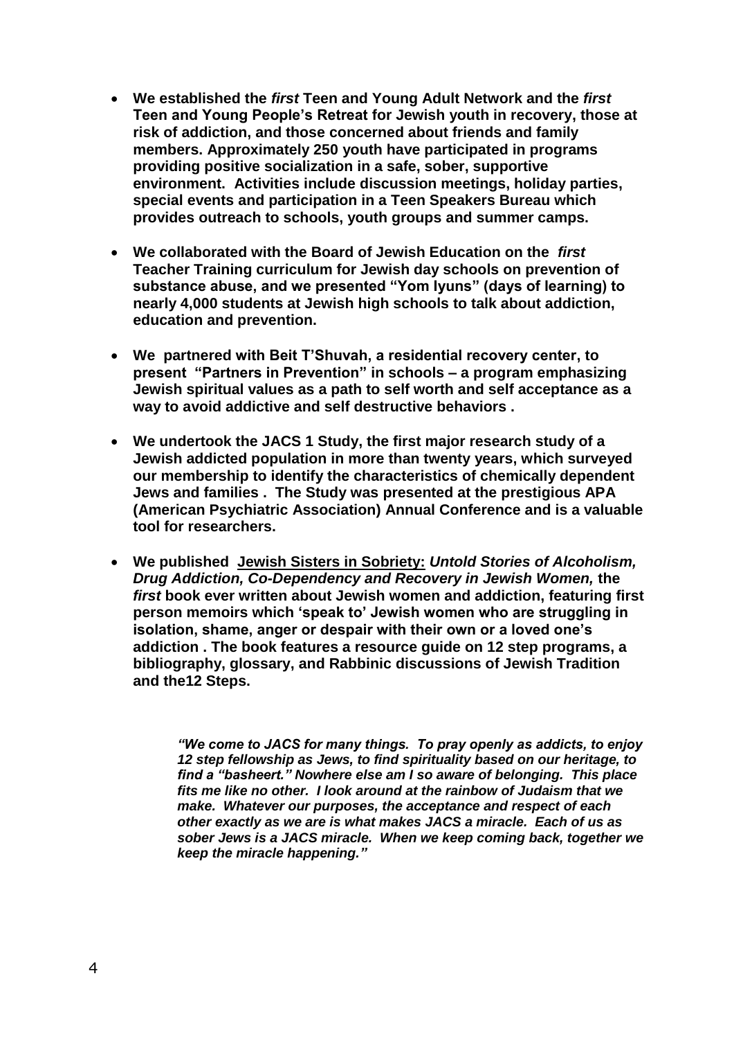- **We established the *first* Teen and Young Adult Network and the *first* Teen and Young People's Retreat for Jewish youth in recovery, those at risk of addiction, and those concerned about friends and family members. Approximately 250 youth have participated in programs providing positive socialization in a safe, sober, supportive environment. Activities include discussion meetings, holiday parties, special events and participation in a Teen Speakers Bureau which provides outreach to schools, youth groups and summer camps.**

- **We collaborated with the Board of Jewish Education on the *first* Teacher Training curriculum for Jewish day schools on prevention of substance abuse, and we presented "Yom Iyuns" (days of learning) to nearly 4,000 students at Jewish high schools to talk about addiction, education and prevention.**

- **We partnered with Beit T'Shuvah, a residential recovery center, to present "Partners in Prevention" in schools – a program emphasizing Jewish spiritual values as a path to self worth and self acceptance as a way to avoid addictive and self destructive behaviors .**

- **We undertook the JACS 1 Study, the first major research study of a Jewish addicted population in more than twenty years, which surveyed our membership to identify the characteristics of chemically dependent Jews and families . The Study was presented at the prestigious APA (American Psychiatric Association) Annual Conference and is a valuable tool for researchers.**

- **We published <u>Jewish Sisters in Sobriety:</u> *Untold Stories of Alcoholism, Drug Addiction, Co-Dependency and Recovery in Jewish Women,* the *first* book ever written about Jewish women and addiction, featuring first person memoirs which 'speak to' Jewish women who are struggling in isolation, shame, anger or despair with their own or a loved one's addiction . The book features a resource guide on 12 step programs, a bibliography, glossary, and Rabbinic discussions of Jewish Tradition and the12 Steps.**

> ***"We come to JACS for many things. To pray openly as addicts, to enjoy 12 step fellowship as Jews, to find spirituality based on our heritage, to find a "basheert." Nowhere else am I so aware of belonging. This place fits me like no other. I look around at the rainbow of Judaism that we make. Whatever our purposes, the acceptance and respect of each other exactly as we are is what makes JACS a miracle. Each of us as sober Jews is a JACS miracle. When we keep coming back, together we keep the miracle happening."***